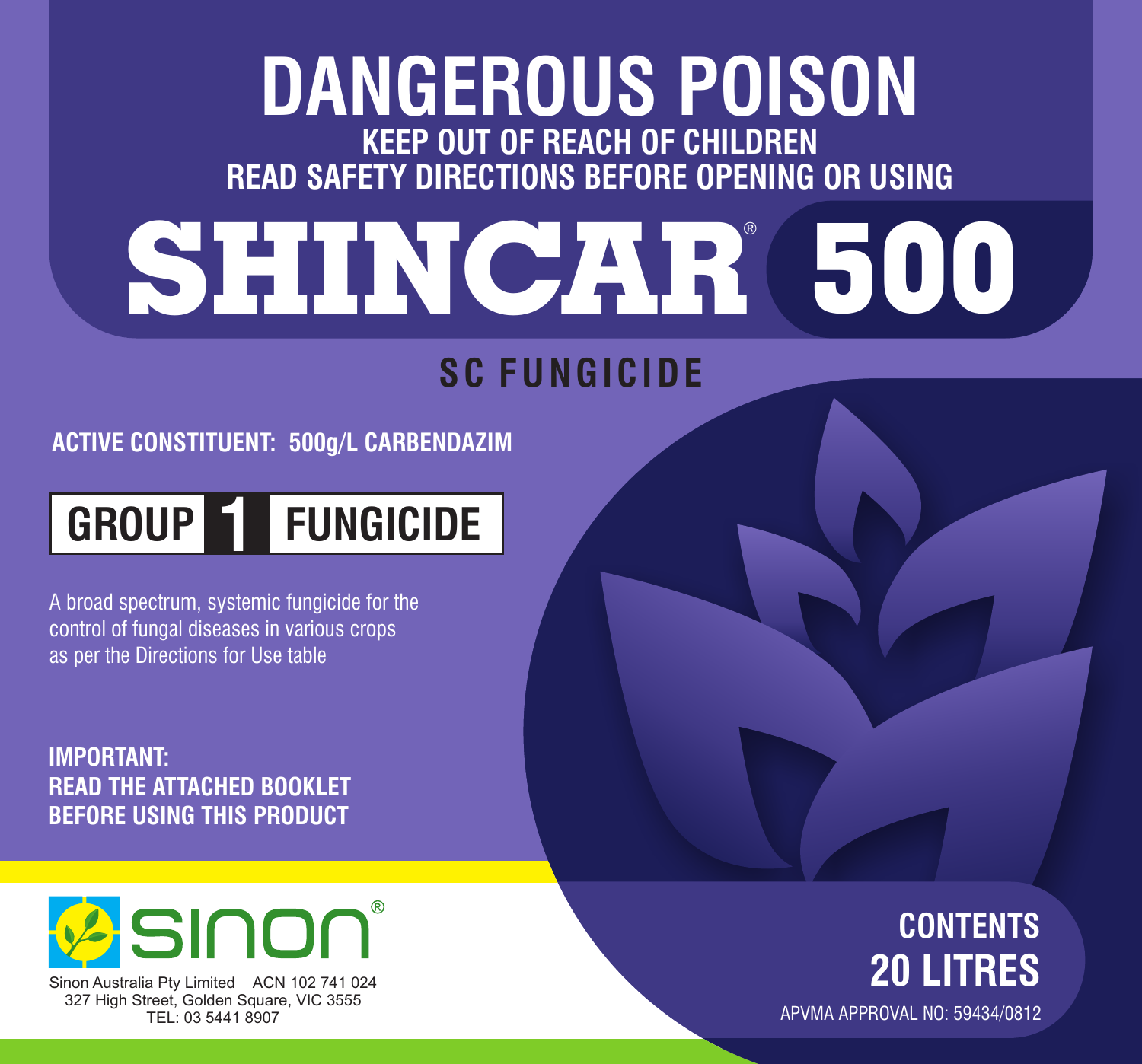# DANGEROUS POISON

**KEEP OUT OF REACH OF CHILDREN**

**READ SAFETY DIRECTIONS BEFORE OPENING OR USING**

# SHINCAR® 500

## SC FUNGICIDE

**ACTIVE CONSTITUENT: 500g/L CARBENDAZIM**

**GROUP 1 FUNGICIDE**

A broad spectrum, systemic fungicide for the control of fungal diseases in various crops as per the Directions for Use table

**IMPORTANT:**
**READ THE ATTACHED BOOKLET BEFORE USING THIS PRODUCT**

sinon®

Sinon Australia Pty Limited ACN 102 741 024
327 High Street, Golden Square, VIC 3555
TEL: 03 5441 8907

**CONTENTS**
**20 LITRES**

APVMA APPROVAL NO: 59434/0812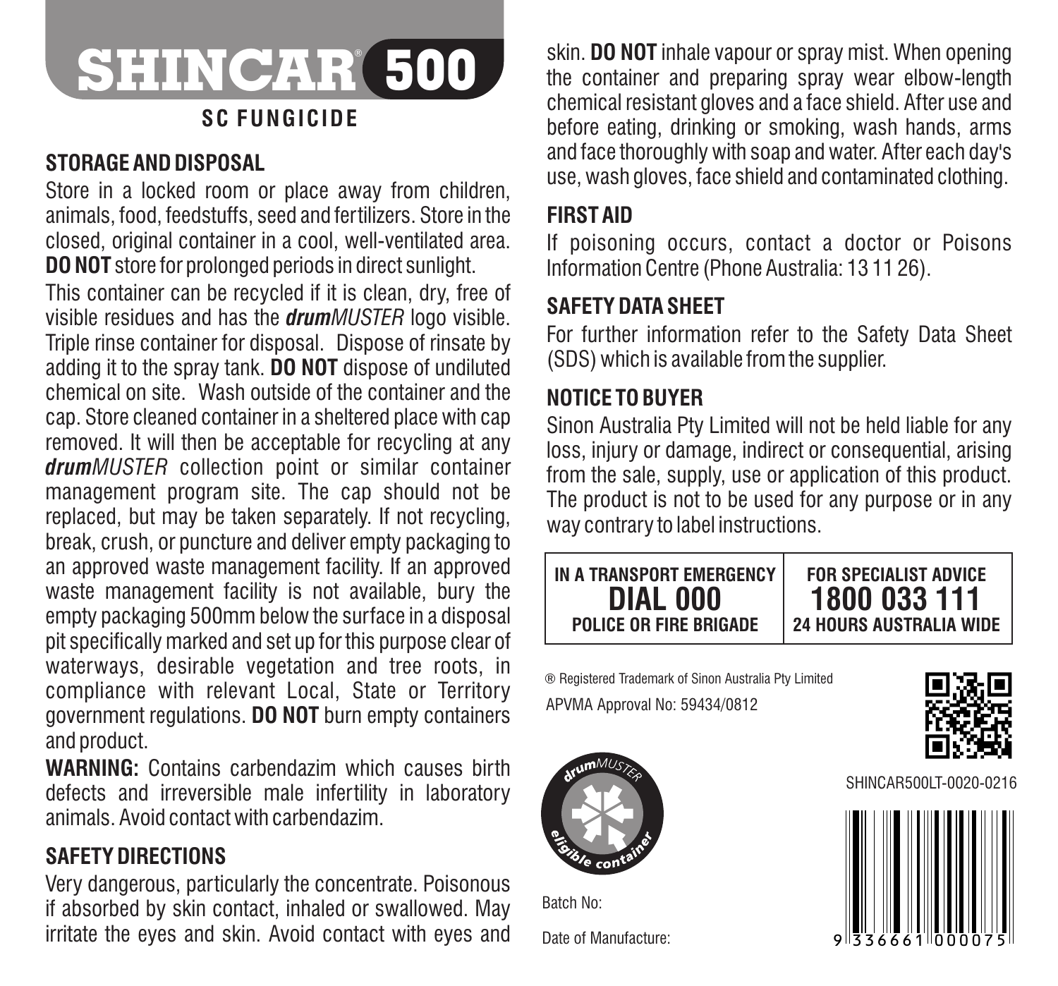# SHINCAR® 500

**SC FUNGICIDE**

## STORAGE AND DISPOSAL

Store in a locked room or place away from children, animals, food, feedstuffs, seed and fertilizers. Store in the closed, original container in a cool, well-ventilated area. **DO NOT** store for prolonged periods in direct sunlight.

This container can be recycled if it is clean, dry, free of visible residues and has the ***drum****MUSTER* logo visible. Triple rinse container for disposal. Dispose of rinsate by adding it to the spray tank. **DO NOT** dispose of undiluted chemical on site. Wash outside of the container and the cap. Store cleaned container in a sheltered place with cap removed. It will then be acceptable for recycling at any ***drum****MUSTER* collection point or similar container management program site. The cap should not be replaced, but may be taken separately. If not recycling, break, crush, or puncture and deliver empty packaging to an approved waste management facility. If an approved waste management facility is not available, bury the empty packaging 500mm below the surface in a disposal pit specifically marked and set up for this purpose clear of waterways, desirable vegetation and tree roots, in compliance with relevant Local, State or Territory government regulations. **DO NOT** burn empty containers and product.

**WARNING:** Contains carbendazim which causes birth defects and irreversible male infertility in laboratory animals. Avoid contact with carbendazim.

## SAFETY DIRECTIONS

Very dangerous, particularly the concentrate. Poisonous if absorbed by skin contact, inhaled or swallowed. May irritate the eyes and skin. Avoid contact with eyes and skin. **DO NOT** inhale vapour or spray mist. When opening the container and preparing spray wear elbow-length chemical resistant gloves and a face shield. After use and before eating, drinking or smoking, wash hands, arms and face thoroughly with soap and water. After each day's use, wash gloves, face shield and contaminated clothing.

## FIRST AID

If poisoning occurs, contact a doctor or Poisons Information Centre (Phone Australia: 13 11 26).

## SAFETY DATA SHEET

For further information refer to the Safety Data Sheet (SDS) which is available from the supplier.

## NOTICE TO BUYER

Sinon Australia Pty Limited will not be held liable for any loss, injury or damage, indirect or consequential, arising from the sale, supply, use or application of this product. The product is not to be used for any purpose or in any way contrary to label instructions.

| | |
|---|---|
| **IN A TRANSPORT EMERGENCY** **DIAL 000** **POLICE OR FIRE BRIGADE** | **FOR SPECIALIST ADVICE** **1800 033 111** **24 HOURS AUSTRALIA WIDE** |

® Registered Trademark of Sinon Australia Pty Limited

APVMA Approval No: 59434/0812

drumMUSTER eligible container

SHINCAR500LT-0020-0216

9 336661 000075

Batch No:

Date of Manufacture: